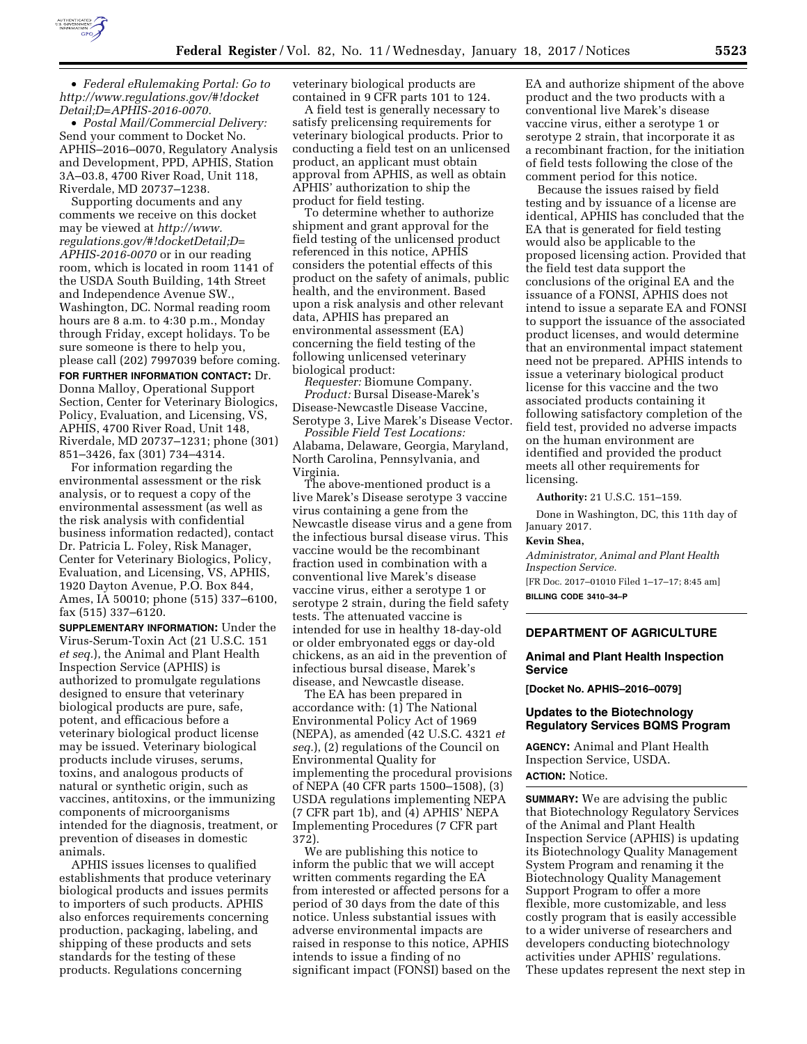- *Federal eRulemaking Portal: Go to http://www.regulations.gov/#!docketDetail;D=APHIS-2016-0070.*
- *Postal Mail/Commercial Delivery:* Send your comment to Docket No. APHIS–2016–0070, Regulatory Analysis and Development, PPD, APHIS, Station 3A–03.8, 4700 River Road, Unit 118, Riverdale, MD 20737–1238.

Supporting documents and any comments we receive on this docket may be viewed at *http://www.regulations.gov/#!docketDetail;D=APHIS-2016-0070* or in our reading room, which is located in room 1141 of the USDA South Building, 14th Street and Independence Avenue SW., Washington, DC. Normal reading room hours are 8 a.m. to 4:30 p.m., Monday through Friday, except holidays. To be sure someone is there to help you, please call (202) 7997039 before coming.

**FOR FURTHER INFORMATION CONTACT:** Dr. Donna Malloy, Operational Support Section, Center for Veterinary Biologics, Policy, Evaluation, and Licensing, VS, APHIS, 4700 River Road, Unit 148, Riverdale, MD 20737–1231; phone (301) 851–3426, fax (301) 734–4314.

For information regarding the environmental assessment or the risk analysis, or to request a copy of the environmental assessment (as well as the risk analysis with confidential business information redacted), contact Dr. Patricia L. Foley, Risk Manager, Center for Veterinary Biologics, Policy, Evaluation, and Licensing, VS, APHIS, 1920 Dayton Avenue, P.O. Box 844, Ames, IA 50010; phone (515) 337–6100, fax (515) 337–6120.

**SUPPLEMENTARY INFORMATION:** Under the Virus-Serum-Toxin Act (21 U.S.C. 151 *et seq.*), the Animal and Plant Health Inspection Service (APHIS) is authorized to promulgate regulations designed to ensure that veterinary biological products are pure, safe, potent, and efficacious before a veterinary biological product license may be issued. Veterinary biological products include viruses, serums, toxins, and analogous products of natural or synthetic origin, such as vaccines, antitoxins, or the immunizing components of microorganisms intended for the diagnosis, treatment, or prevention of diseases in domestic animals.

APHIS issues licenses to qualified establishments that produce veterinary biological products and issues permits to importers of such products. APHIS also enforces requirements concerning production, packaging, labeling, and shipping of these products and sets standards for the testing of these products. Regulations concerning veterinary biological products are contained in 9 CFR parts 101 to 124.

A field test is generally necessary to satisfy prelicensing requirements for veterinary biological products. Prior to conducting a field test on an unlicensed product, an applicant must obtain approval from APHIS, as well as obtain APHIS' authorization to ship the product for field testing.

To determine whether to authorize shipment and grant approval for the field testing of the unlicensed product referenced in this notice, APHIS considers the potential effects of this product on the safety of animals, public health, and the environment. Based upon a risk analysis and other relevant data, APHIS has prepared an environmental assessment (EA) concerning the field testing of the following unlicensed veterinary biological product:

*Requester:* Biomune Company.
*Product:* Bursal Disease-Marek's Disease-Newcastle Disease Vaccine, Serotype 3, Live Marek's Disease Vector.
*Possible Field Test Locations:* Alabama, Delaware, Georgia, Maryland, North Carolina, Pennsylvania, and Virginia.

The above-mentioned product is a live Marek's Disease serotype 3 vaccine virus containing a gene from the Newcastle disease virus and a gene from the infectious bursal disease virus. This vaccine would be the recombinant fraction used in combination with a conventional live Marek's disease vaccine virus, either a serotype 1 or serotype 2 strain, during the field safety tests. The attenuated vaccine is intended for use in healthy 18-day-old or older embryonated eggs or day-old chickens, as an aid in the prevention of infectious bursal disease, Marek's disease, and Newcastle disease.

The EA has been prepared in accordance with: (1) The National Environmental Policy Act of 1969 (NEPA), as amended (42 U.S.C. 4321 *et seq.*), (2) regulations of the Council on Environmental Quality for implementing the procedural provisions of NEPA (40 CFR parts 1500–1508), (3) USDA regulations implementing NEPA (7 CFR part 1b), and (4) APHIS' NEPA Implementing Procedures (7 CFR part 372).

We are publishing this notice to inform the public that we will accept written comments regarding the EA from interested or affected persons for a period of 30 days from the date of this notice. Unless substantial issues with adverse environmental impacts are raised in response to this notice, APHIS intends to issue a finding of no significant impact (FONSI) based on the EA and authorize shipment of the above product and the two products with a conventional live Marek's disease vaccine virus, either a serotype 1 or serotype 2 strain, that incorporate it as a recombinant fraction, for the initiation of field tests following the close of the comment period for this notice.

Because the issues raised by field testing and by issuance of a license are identical, APHIS has concluded that the EA that is generated for field testing would also be applicable to the proposed licensing action. Provided that the field test data support the conclusions of the original EA and the issuance of a FONSI, APHIS does not intend to issue a separate EA and FONSI to support the issuance of the associated product licenses, and would determine that an environmental impact statement need not be prepared. APHIS intends to issue a veterinary biological product license for this vaccine and the two associated products containing it following satisfactory completion of the field test, provided no adverse impacts on the human environment are identified and provided the product meets all other requirements for licensing.

**Authority:** 21 U.S.C. 151–159.

Done in Washington, DC, this 11th day of January 2017.

**Kevin Shea,**
*Administrator, Animal and Plant Health Inspection Service.*
[FR Doc. 2017–01010 Filed 1–17–17; 8:45 am]
**BILLING CODE 3410–34–P**

---

## DEPARTMENT OF AGRICULTURE

### Animal and Plant Health Inspection Service

**[Docket No. APHIS–2016–0079]**

### Updates to the Biotechnology Regulatory Services BQMS Program

**AGENCY:** Animal and Plant Health Inspection Service, USDA.

**ACTION:** Notice.

**SUMMARY:** We are advising the public that Biotechnology Regulatory Services of the Animal and Plant Health Inspection Service (APHIS) is updating its Biotechnology Quality Management System Program and renaming it the Biotechnology Quality Management Support Program to offer a more flexible, more customizable, and less costly program that is easily accessible to a wider universe of researchers and developers conducting biotechnology activities under APHIS' regulations. These updates represent the next step in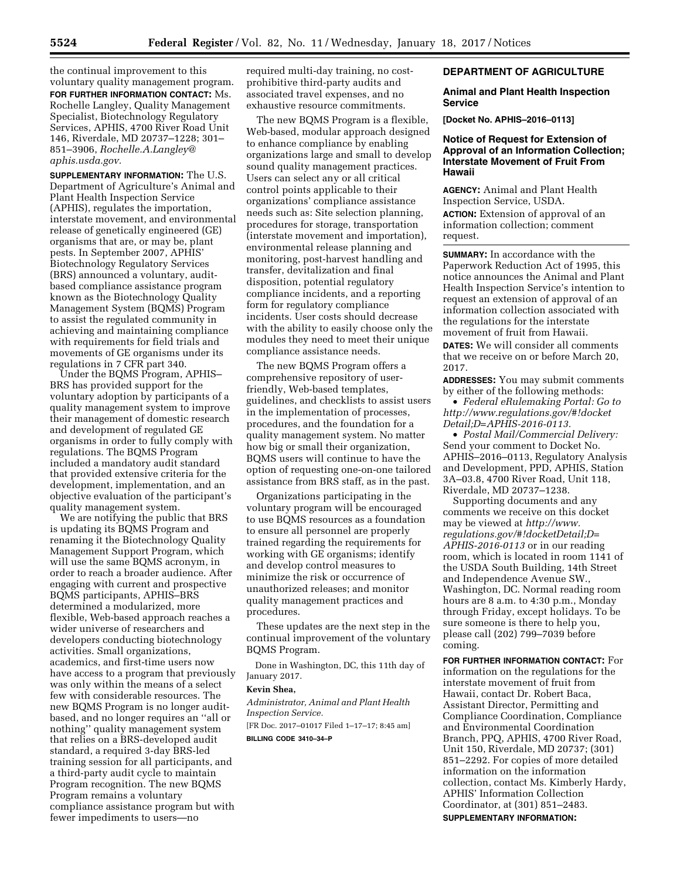the continual improvement to this voluntary quality management program.

**FOR FURTHER INFORMATION CONTACT:** Ms. Rochelle Langley, Quality Management Specialist, Biotechnology Regulatory Services, APHIS, 4700 River Road Unit 146, Riverdale, MD 20737–1228; 301–851–3906, *Rochelle.A.Langley@aphis.usda.gov.*

**SUPPLEMENTARY INFORMATION:** The U.S. Department of Agriculture's Animal and Plant Health Inspection Service (APHIS), regulates the importation, interstate movement, and environmental release of genetically engineered (GE) organisms that are, or may be, plant pests. In September 2007, APHIS' Biotechnology Regulatory Services (BRS) announced a voluntary, audit-based compliance assistance program known as the Biotechnology Quality Management System (BQMS) Program to assist the regulated community in achieving and maintaining compliance with requirements for field trials and movements of GE organisms under its regulations in 7 CFR part 340.

Under the BQMS Program, APHIS–BRS has provided support for the voluntary adoption by participants of a quality management system to improve their management of domestic research and development of regulated GE organisms in order to fully comply with regulations. The BQMS Program included a mandatory audit standard that provided extensive criteria for the development, implementation, and an objective evaluation of the participant's quality management system.

We are notifying the public that BRS is updating its BQMS Program and renaming it the Biotechnology Quality Management Support Program, which will use the same BQMS acronym, in order to reach a broader audience. After engaging with current and prospective BQMS participants, APHIS–BRS determined a modularized, more flexible, Web-based approach reaches a wider universe of researchers and developers conducting biotechnology activities. Small organizations, academics, and first-time users now have access to a program that previously was only within the means of a select few with considerable resources. The new BQMS Program is no longer audit-based, and no longer requires an "all or nothing" quality management system that relies on a BRS-developed audit standard, a required 3-day BRS-led training session for all participants, and a third-party audit cycle to maintain Program recognition. The new BQMS Program remains a voluntary compliance assistance program but with fewer impediments to users—no required multi-day training, no cost-prohibitive third-party audits and associated travel expenses, and no exhaustive resource commitments.

The new BQMS Program is a flexible, Web-based, modular approach designed to enhance compliance by enabling organizations large and small to develop sound quality management practices. Users can select any or all critical control points applicable to their organizations' compliance assistance needs such as: Site selection planning, procedures for storage, transportation (interstate movement and importation), environmental release planning and monitoring, post-harvest handling and transfer, devitalization and final disposition, potential regulatory compliance incidents, and a reporting form for regulatory compliance incidents. User costs should decrease with the ability to easily choose only the modules they need to meet their unique compliance assistance needs.

The new BQMS Program offers a comprehensive repository of user-friendly, Web-based templates, guidelines, and checklists to assist users in the implementation of processes, procedures, and the foundation for a quality management system. No matter how big or small their organization, BQMS users will continue to have the option of requesting one-on-one tailored assistance from BRS staff, as in the past.

Organizations participating in the voluntary program will be encouraged to use BQMS resources as a foundation to ensure all personnel are properly trained regarding the requirements for working with GE organisms; identify and develop control measures to minimize the risk or occurrence of unauthorized releases; and monitor quality management practices and procedures.

These updates are the next step in the continual improvement of the voluntary BQMS Program.

Done in Washington, DC, this 11th day of January 2017.

**Kevin Shea,**

*Administrator, Animal and Plant Health Inspection Service.*

[FR Doc. 2017–01017 Filed 1–17–17; 8:45 am]

**BILLING CODE 3410–34–P**

## DEPARTMENT OF AGRICULTURE

### Animal and Plant Health Inspection Service

**[Docket No. APHIS–2016–0113]**

### Notice of Request for Extension of Approval of an Information Collection; Interstate Movement of Fruit From Hawaii

**AGENCY:** Animal and Plant Health Inspection Service, USDA.

**ACTION:** Extension of approval of an information collection; comment request.

**SUMMARY:** In accordance with the Paperwork Reduction Act of 1995, this notice announces the Animal and Plant Health Inspection Service's intention to request an extension of approval of an information collection associated with the regulations for the interstate movement of fruit from Hawaii.

**DATES:** We will consider all comments that we receive on or before March 20, 2017.

**ADDRESSES:** You may submit comments by either of the following methods:

- *Federal eRulemaking Portal: Go to http://www.regulations.gov/#!docketDetail;D=APHIS-2016-0113.*
- *Postal Mail/Commercial Delivery:* Send your comment to Docket No. APHIS–2016–0113, Regulatory Analysis and Development, PPD, APHIS, Station 3A–03.8, 4700 River Road, Unit 118, Riverdale, MD 20737–1238.

Supporting documents and any comments we receive on this docket may be viewed at *http://www.regulations.gov/#!docketDetail;D=APHIS-2016-0113* or in our reading room, which is located in room 1141 of the USDA South Building, 14th Street and Independence Avenue SW., Washington, DC. Normal reading room hours are 8 a.m. to 4:30 p.m., Monday through Friday, except holidays. To be sure someone is there to help you, please call (202) 799–7039 before coming.

**FOR FURTHER INFORMATION CONTACT:** For information on the regulations for the interstate movement of fruit from Hawaii, contact Dr. Robert Baca, Assistant Director, Permitting and Compliance Coordination, Compliance and Environmental Coordination Branch, PPQ, APHIS, 4700 River Road, Unit 150, Riverdale, MD 20737; (301) 851–2292. For copies of more detailed information on the information collection, contact Ms. Kimberly Hardy, APHIS' Information Collection Coordinator, at (301) 851–2483.

**SUPPLEMENTARY INFORMATION:**